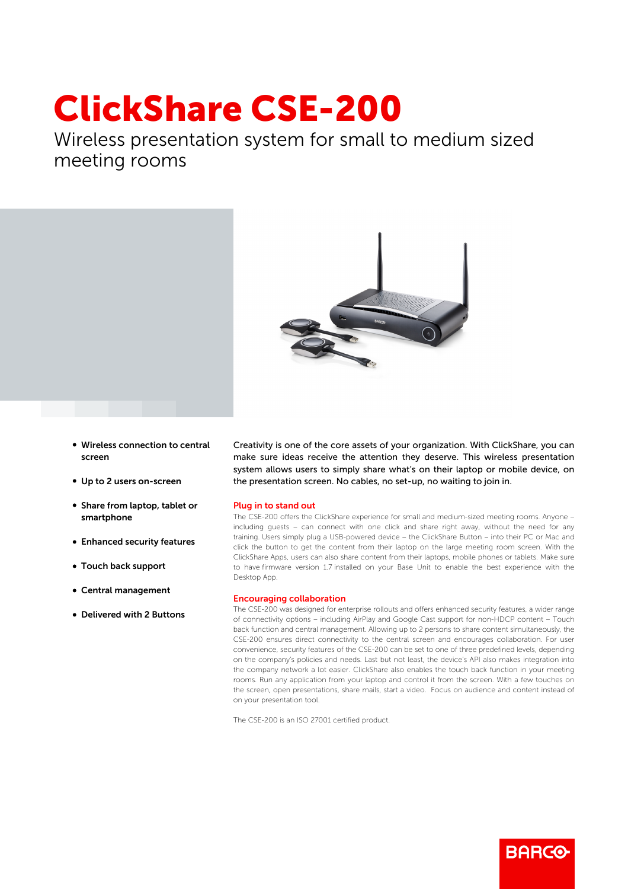# ClickShare CSE-200

Wireless presentation system for small to medium sized meeting rooms

- **Wireless connection to central screen**
- **Up to 2 users on-screen**
- **Share from laptop, tablet or smartphone**
- **Enhanced security features**
- **Touch back support**
- **Central management**
- **Delivered with 2 Buttons**

Creativity is one of the core assets of your organization. With ClickShare, you can make sure ideas receive the attention they deserve. This wireless presentation system allows users to simply share what's on their laptop or mobile device, on the presentation screen. No cables, no set-up, no waiting to join in.

## Plug in to stand out

The CSE-200 offers the ClickShare experience for small and medium-sized meeting rooms. Anyone – including guests – can connect with one click and share right away, without the need for any training. Users simply plug a USB-powered device – the ClickShare Button – into their PC or Mac and click the button to get the content from their laptop on the large meeting room screen. With the ClickShare Apps, users can also share content from their laptops, mobile phones or tablets. Make sure to have firmware version 1.7 installed on your Base Unit to enable the best experience with the Desktop App.

## Encouraging collaboration

The CSE-200 was designed for enterprise rollouts and offers enhanced security features, a wider range of connectivity options – including AirPlay and Google Cast support for non-HDCP content – Touch back function and central management. Allowing up to 2 persons to share content simultaneously, the CSE-200 ensures direct connectivity to the central screen and encourages collaboration. For user convenience, security features of the CSE-200 can be set to one of three predefined levels, depending on the company's policies and needs. Last but not least, the device's API also makes integration into the company network a lot easier. ClickShare also enables the touch back function in your meeting rooms. Run any application from your laptop and control it from the screen. With a few touches on the screen, open presentations, share mails, start a video. Focus on audience and content instead of on your presentation tool.

The CSE-200 is an ISO 27001 certified product.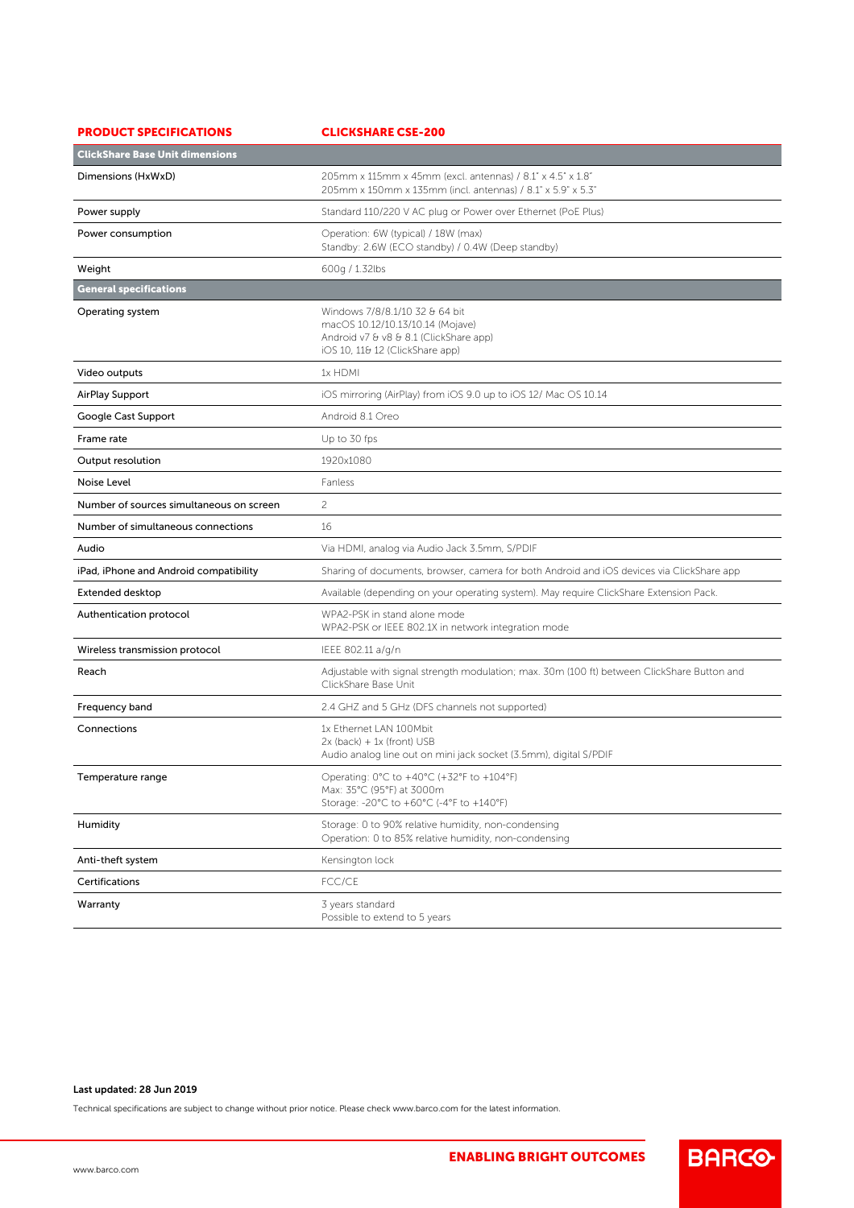| PRODUCT SPECIFICATIONS | CLICKSHARE CSE-200 |
|---|---|
| **ClickShare Base Unit dimensions** | |
| Dimensions (HxWxD) | 205mm x 115mm x 45mm (excl. antennas) / 8.1" x 4.5" x 1.8"<br>205mm x 150mm x 135mm (incl. antennas) / 8.1" x 5.9" x 5.3" |
| Power supply | Standard 110/220 V AC plug or Power over Ethernet (PoE Plus) |
| Power consumption | Operation: 6W (typical) / 18W (max)<br>Standby: 2.6W (ECO standby) / 0.4W (Deep standby) |
| Weight | 600g / 1.32lbs |
| **General specifications** | |
| Operating system | Windows 7/8/8.1/10 32 & 64 bit<br>macOS 10.12/10.13/10.14 (Mojave)<br>Android v7 & v8 & 8.1 (ClickShare app)<br>iOS 10, 11& 12 (ClickShare app) |
| Video outputs | 1x HDMI |
| AirPlay Support | iOS mirroring (AirPlay) from iOS 9.0 up to iOS 12/ Mac OS 10.14 |
| Google Cast Support | Android 8.1 Oreo |
| Frame rate | Up to 30 fps |
| Output resolution | 1920x1080 |
| Noise Level | Fanless |
| Number of sources simultaneous on screen | 2 |
| Number of simultaneous connections | 16 |
| Audio | Via HDMI, analog via Audio Jack 3.5mm, S/PDIF |
| iPad, iPhone and Android compatibility | Sharing of documents, browser, camera for both Android and iOS devices via ClickShare app |
| Extended desktop | Available (depending on your operating system). May require ClickShare Extension Pack. |
| Authentication protocol | WPA2-PSK in stand alone mode<br>WPA2-PSK or IEEE 802.1X in network integration mode |
| Wireless transmission protocol | IEEE 802.11 a/g/n |
| Reach | Adjustable with signal strength modulation; max. 30m (100 ft) between ClickShare Button and ClickShare Base Unit |
| Frequency band | 2.4 GHZ and 5 GHz (DFS channels not supported) |
| Connections | 1x Ethernet LAN 100Mbit<br>2x (back) + 1x (front) USB<br>Audio analog line out on mini jack socket (3.5mm), digital S/PDIF |
| Temperature range | Operating: 0°C to +40°C (+32°F to +104°F)<br>Max: 35°C (95°F) at 3000m<br>Storage: -20°C to +60°C (-4°F to +140°F) |
| Humidity | Storage: 0 to 90% relative humidity, non-condensing<br>Operation: 0 to 85% relative humidity, non-condensing |
| Anti-theft system | Kensington lock |
| Certifications | FCC/CE |
| Warranty | 3 years standard<br>Possible to extend to 5 years |

**Last updated: 28 Jun 2019**

Technical specifications are subject to change without prior notice. Please check www.barco.com for the latest information.

ENABLING BRIGHT OUTCOMES

www.barco.com